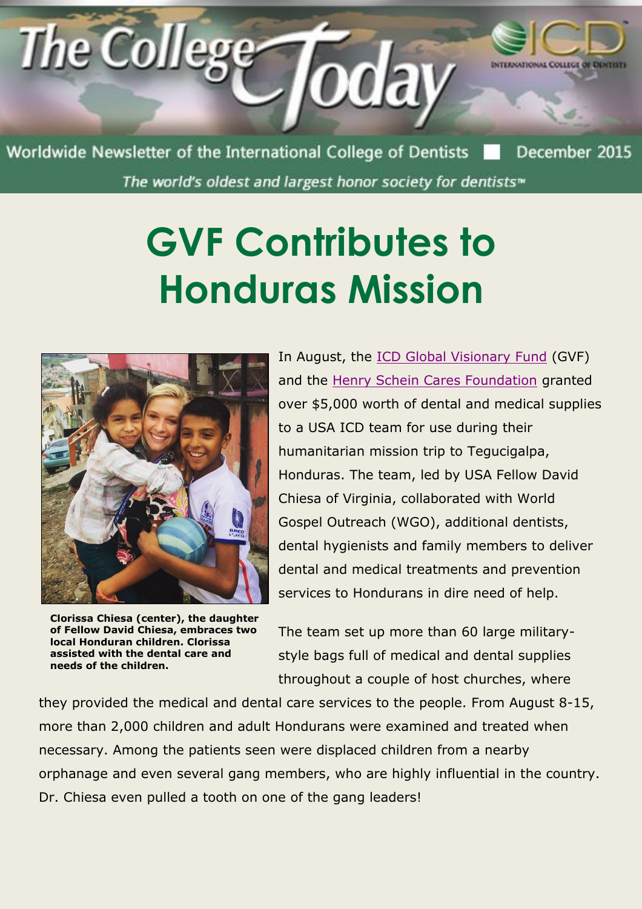The College Today

Worldwide Newsletter of the International College of Dentists | December 2015

*The world's oldest and largest honor society for dentists™*

# GVF Contributes to Honduras Mission

**Clorissa Chiesa (center), the daughter of Fellow David Chiesa, embraces two local Honduran children. Clorissa assisted with the dental care and needs of the children.**

In August, the ICD Global Visionary Fund (GVF) and the Henry Schein Cares Foundation granted over $5,000 worth of dental and medical supplies to a USA ICD team for use during their humanitarian mission trip to Tegucigalpa, Honduras. The team, led by USA Fellow David Chiesa of Virginia, collaborated with World Gospel Outreach (WGO), additional dentists, dental hygienists and family members to deliver dental and medical treatments and prevention services to Hondurans in dire need of help.

The team set up more than 60 large military-style bags full of medical and dental supplies throughout a couple of host churches, where they provided the medical and dental care services to the people. From August 8-15, more than 2,000 children and adult Hondurans were examined and treated when necessary. Among the patients seen were displaced children from a nearby orphanage and even several gang members, who are highly influential in the country. Dr. Chiesa even pulled a tooth on one of the gang leaders!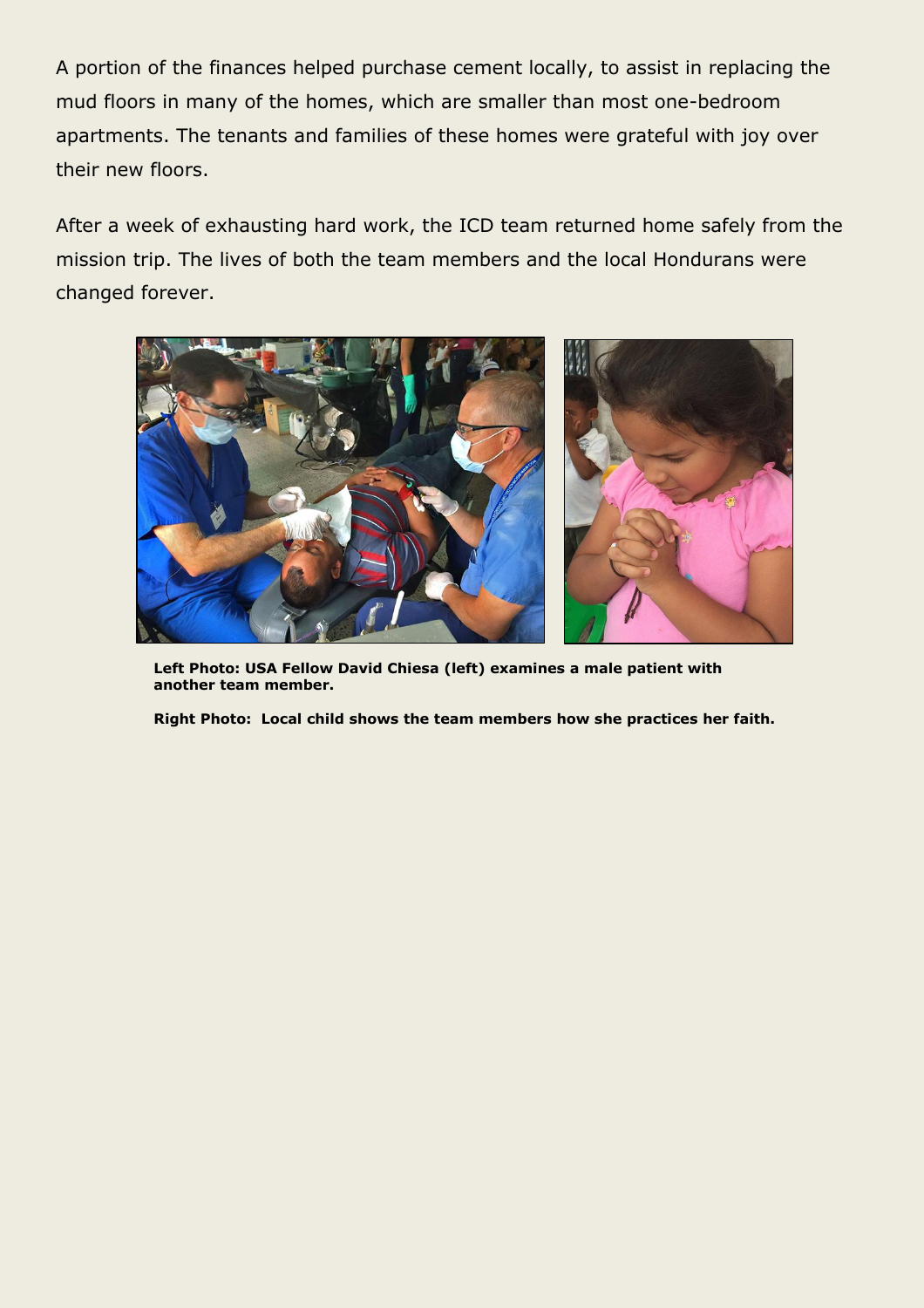A portion of the finances helped purchase cement locally, to assist in replacing the mud floors in many of the homes, which are smaller than most one-bedroom apartments. The tenants and families of these homes were grateful with joy over their new floors.

After a week of exhausting hard work, the ICD team returned home safely from the mission trip. The lives of both the team members and the local Hondurans were changed forever.

**Left Photo: USA Fellow David Chiesa (left) examines a male patient with another team member.**

**Right Photo: Local child shows the team members how she practices her faith.**